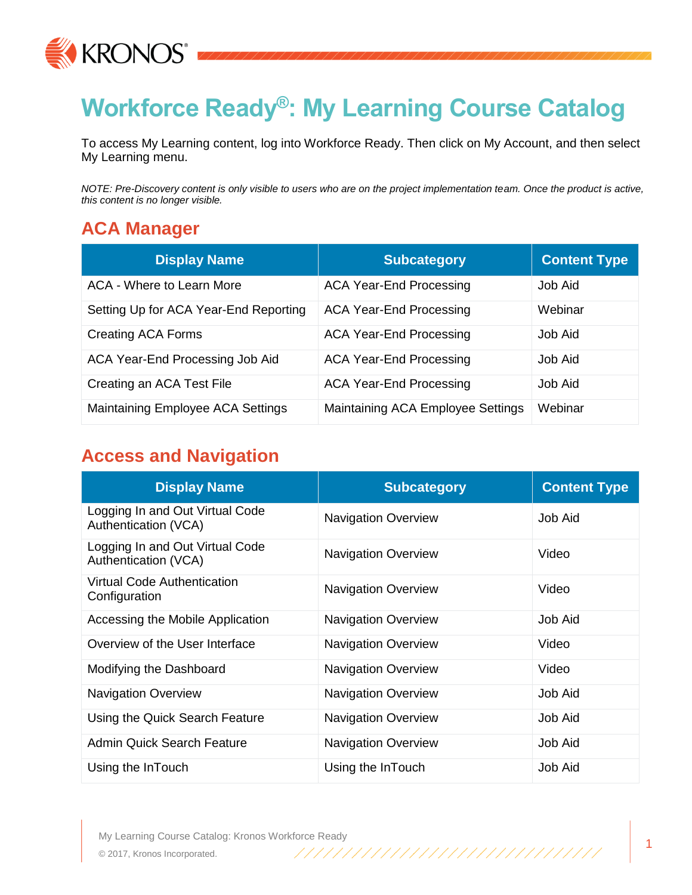# Workforce Ready®: My Learning Course Catalog

To access My Learning content, log into Workforce Ready. Then click on My Account, and then select My Learning menu.

*NOTE: Pre-Discovery content is only visible to users who are on the project implementation team. Once the product is active, this content is no longer visible.*

## ACA Manager

| Display Name | Subcategory | Content Type |
|---|---|---|
| ACA - Where to Learn More | ACA Year-End Processing | Job Aid |
| Setting Up for ACA Year-End Reporting | ACA Year-End Processing | Webinar |
| Creating ACA Forms | ACA Year-End Processing | Job Aid |
| ACA Year-End Processing Job Aid | ACA Year-End Processing | Job Aid |
| Creating an ACA Test File | ACA Year-End Processing | Job Aid |
| Maintaining Employee ACA Settings | Maintaining ACA Employee Settings | Webinar |

## Access and Navigation

| Display Name | Subcategory | Content Type |
|---|---|---|
| Logging In and Out Virtual Code Authentication (VCA) | Navigation Overview | Job Aid |
| Logging In and Out Virtual Code Authentication (VCA) | Navigation Overview | Video |
| Virtual Code Authentication Configuration | Navigation Overview | Video |
| Accessing the Mobile Application | Navigation Overview | Job Aid |
| Overview of the User Interface | Navigation Overview | Video |
| Modifying the Dashboard | Navigation Overview | Video |
| Navigation Overview | Navigation Overview | Job Aid |
| Using the Quick Search Feature | Navigation Overview | Job Aid |
| Admin Quick Search Feature | Navigation Overview | Job Aid |
| Using the InTouch | Using the InTouch | Job Aid |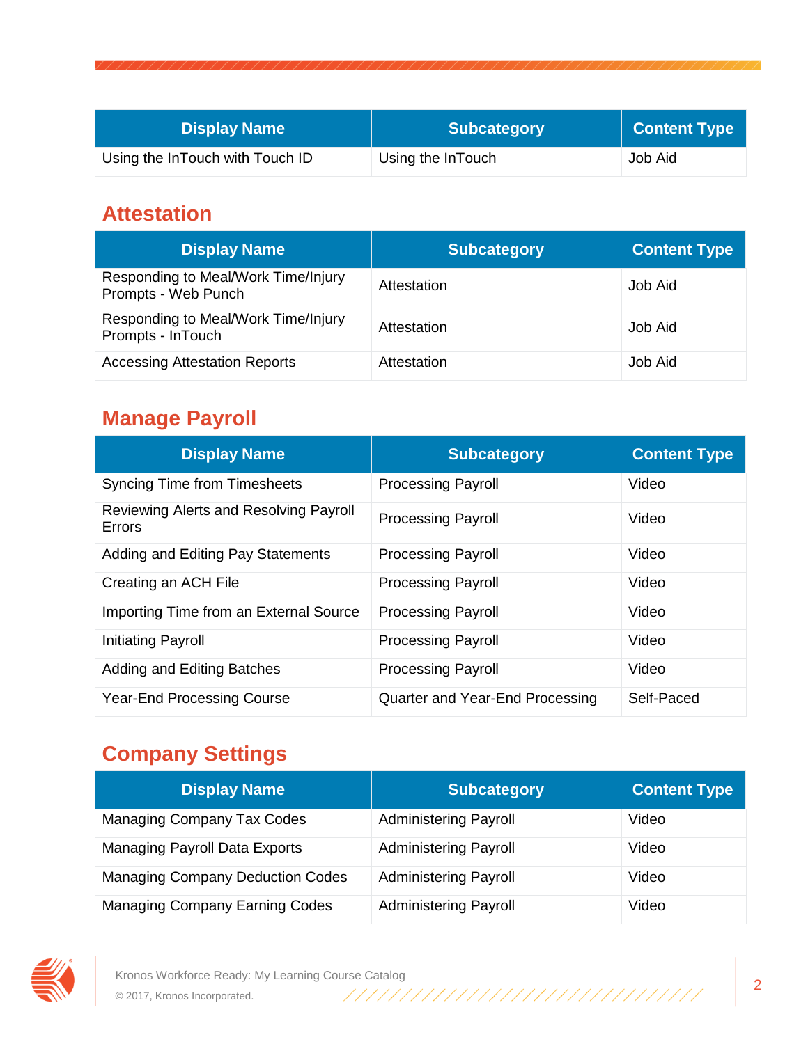| Display Name | Subcategory | Content Type |
|---|---|---|
| Using the InTouch with Touch ID | Using the InTouch | Job Aid |

## Attestation

| Display Name | Subcategory | Content Type |
|---|---|---|
| Responding to Meal/Work Time/Injury Prompts - Web Punch | Attestation | Job Aid |
| Responding to Meal/Work Time/Injury Prompts - InTouch | Attestation | Job Aid |
| Accessing Attestation Reports | Attestation | Job Aid |

## Manage Payroll

| Display Name | Subcategory | Content Type |
|---|---|---|
| Syncing Time from Timesheets | Processing Payroll | Video |
| Reviewing Alerts and Resolving Payroll Errors | Processing Payroll | Video |
| Adding and Editing Pay Statements | Processing Payroll | Video |
| Creating an ACH File | Processing Payroll | Video |
| Importing Time from an External Source | Processing Payroll | Video |
| Initiating Payroll | Processing Payroll | Video |
| Adding and Editing Batches | Processing Payroll | Video |
| Year-End Processing Course | Quarter and Year-End Processing | Self-Paced |

## Company Settings

| Display Name | Subcategory | Content Type |
|---|---|---|
| Managing Company Tax Codes | Administering Payroll | Video |
| Managing Payroll Data Exports | Administering Payroll | Video |
| Managing Company Deduction Codes | Administering Payroll | Video |
| Managing Company Earning Codes | Administering Payroll | Video |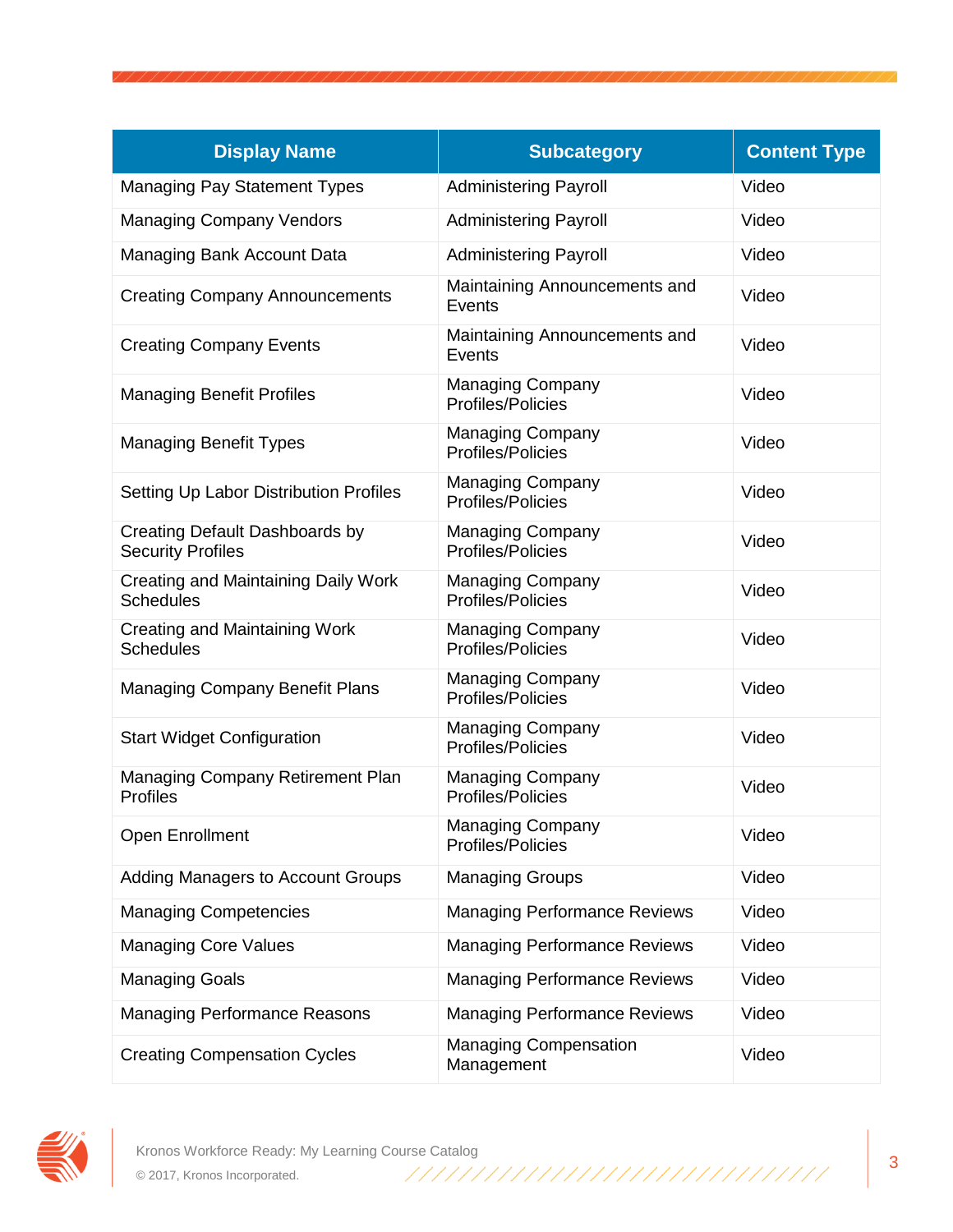| Display Name | Subcategory | Content Type |
|---|---|---|
| Managing Pay Statement Types | Administering Payroll | Video |
| Managing Company Vendors | Administering Payroll | Video |
| Managing Bank Account Data | Administering Payroll | Video |
| Creating Company Announcements | Maintaining Announcements and Events | Video |
| Creating Company Events | Maintaining Announcements and Events | Video |
| Managing Benefit Profiles | Managing Company Profiles/Policies | Video |
| Managing Benefit Types | Managing Company Profiles/Policies | Video |
| Setting Up Labor Distribution Profiles | Managing Company Profiles/Policies | Video |
| Creating Default Dashboards by Security Profiles | Managing Company Profiles/Policies | Video |
| Creating and Maintaining Daily Work Schedules | Managing Company Profiles/Policies | Video |
| Creating and Maintaining Work Schedules | Managing Company Profiles/Policies | Video |
| Managing Company Benefit Plans | Managing Company Profiles/Policies | Video |
| Start Widget Configuration | Managing Company Profiles/Policies | Video |
| Managing Company Retirement Plan Profiles | Managing Company Profiles/Policies | Video |
| Open Enrollment | Managing Company Profiles/Policies | Video |
| Adding Managers to Account Groups | Managing Groups | Video |
| Managing Competencies | Managing Performance Reviews | Video |
| Managing Core Values | Managing Performance Reviews | Video |
| Managing Goals | Managing Performance Reviews | Video |
| Managing Performance Reasons | Managing Performance Reviews | Video |
| Creating Compensation Cycles | Managing Compensation Management | Video |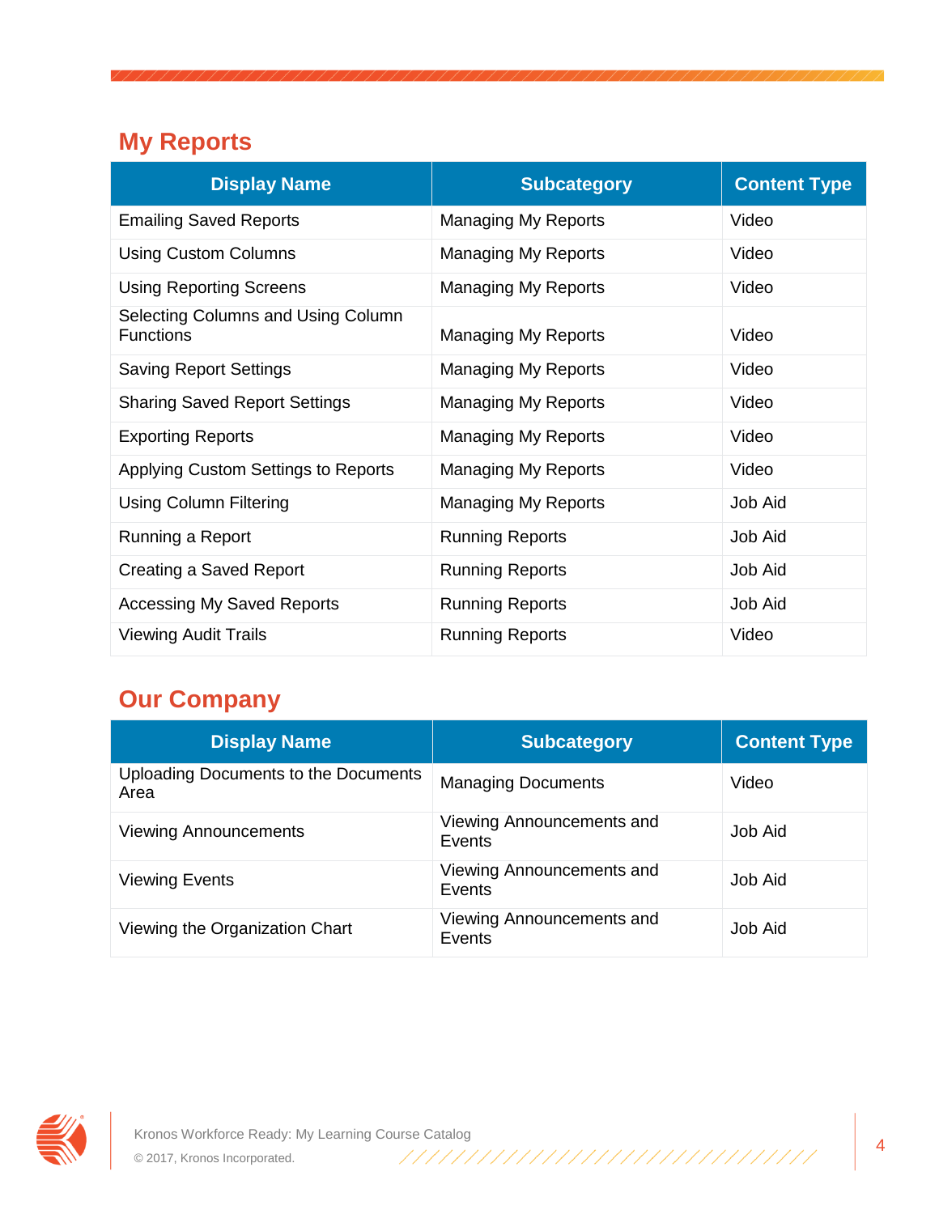## My Reports

| Display Name | Subcategory | Content Type |
|---|---|---|
| Emailing Saved Reports | Managing My Reports | Video |
| Using Custom Columns | Managing My Reports | Video |
| Using Reporting Screens | Managing My Reports | Video |
| Selecting Columns and Using Column Functions | Managing My Reports | Video |
| Saving Report Settings | Managing My Reports | Video |
| Sharing Saved Report Settings | Managing My Reports | Video |
| Exporting Reports | Managing My Reports | Video |
| Applying Custom Settings to Reports | Managing My Reports | Video |
| Using Column Filtering | Managing My Reports | Job Aid |
| Running a Report | Running Reports | Job Aid |
| Creating a Saved Report | Running Reports | Job Aid |
| Accessing My Saved Reports | Running Reports | Job Aid |
| Viewing Audit Trails | Running Reports | Video |

## Our Company

| Display Name | Subcategory | Content Type |
|---|---|---|
| Uploading Documents to the Documents Area | Managing Documents | Video |
| Viewing Announcements | Viewing Announcements and Events | Job Aid |
| Viewing Events | Viewing Announcements and Events | Job Aid |
| Viewing the Organization Chart | Viewing Announcements and Events | Job Aid |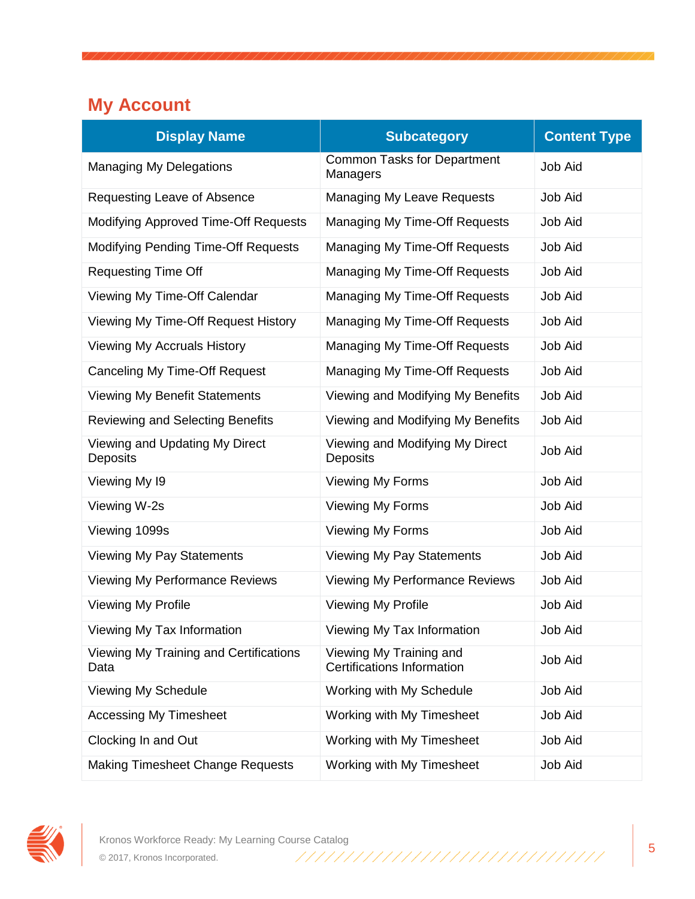## My Account

| Display Name | Subcategory | Content Type |
|---|---|---|
| Managing My Delegations | Common Tasks for Department Managers | Job Aid |
| Requesting Leave of Absence | Managing My Leave Requests | Job Aid |
| Modifying Approved Time-Off Requests | Managing My Time-Off Requests | Job Aid |
| Modifying Pending Time-Off Requests | Managing My Time-Off Requests | Job Aid |
| Requesting Time Off | Managing My Time-Off Requests | Job Aid |
| Viewing My Time-Off Calendar | Managing My Time-Off Requests | Job Aid |
| Viewing My Time-Off Request History | Managing My Time-Off Requests | Job Aid |
| Viewing My Accruals History | Managing My Time-Off Requests | Job Aid |
| Canceling My Time-Off Request | Managing My Time-Off Requests | Job Aid |
| Viewing My Benefit Statements | Viewing and Modifying My Benefits | Job Aid |
| Reviewing and Selecting Benefits | Viewing and Modifying My Benefits | Job Aid |
| Viewing and Updating My Direct Deposits | Viewing and Modifying My Direct Deposits | Job Aid |
| Viewing My I9 | Viewing My Forms | Job Aid |
| Viewing W-2s | Viewing My Forms | Job Aid |
| Viewing 1099s | Viewing My Forms | Job Aid |
| Viewing My Pay Statements | Viewing My Pay Statements | Job Aid |
| Viewing My Performance Reviews | Viewing My Performance Reviews | Job Aid |
| Viewing My Profile | Viewing My Profile | Job Aid |
| Viewing My Tax Information | Viewing My Tax Information | Job Aid |
| Viewing My Training and Certifications Data | Viewing My Training and Certifications Information | Job Aid |
| Viewing My Schedule | Working with My Schedule | Job Aid |
| Accessing My Timesheet | Working with My Timesheet | Job Aid |
| Clocking In and Out | Working with My Timesheet | Job Aid |
| Making Timesheet Change Requests | Working with My Timesheet | Job Aid |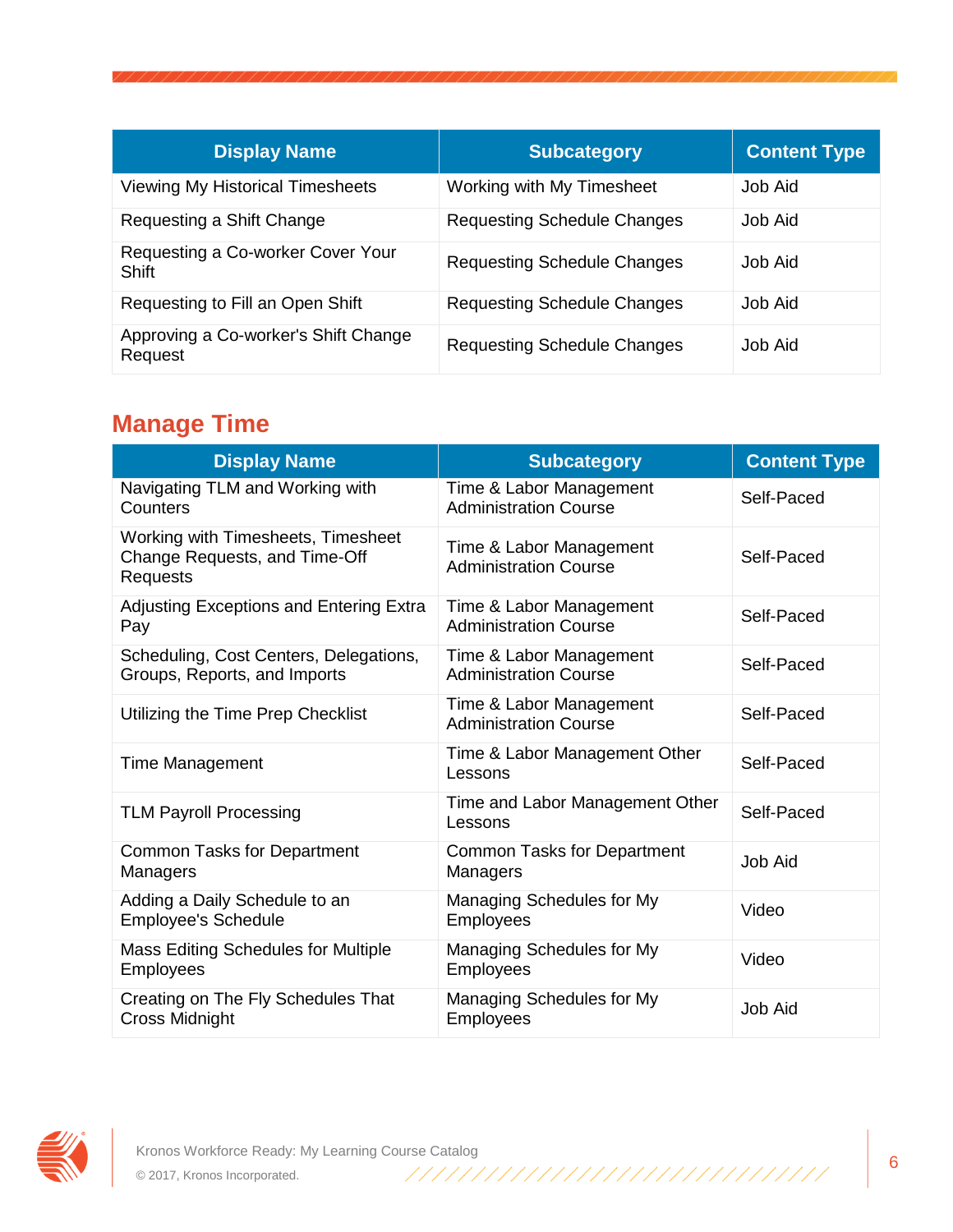| Display Name | Subcategory | Content Type |
| --- | --- | --- |
| Viewing My Historical Timesheets | Working with My Timesheet | Job Aid |
| Requesting a Shift Change | Requesting Schedule Changes | Job Aid |
| Requesting a Co-worker Cover Your Shift | Requesting Schedule Changes | Job Aid |
| Requesting to Fill an Open Shift | Requesting Schedule Changes | Job Aid |
| Approving a Co-worker's Shift Change Request | Requesting Schedule Changes | Job Aid |

## Manage Time

| Display Name | Subcategory | Content Type |
| --- | --- | --- |
| Navigating TLM and Working with Counters | Time & Labor Management Administration Course | Self-Paced |
| Working with Timesheets, Timesheet Change Requests, and Time-Off Requests | Time & Labor Management Administration Course | Self-Paced |
| Adjusting Exceptions and Entering Extra Pay | Time & Labor Management Administration Course | Self-Paced |
| Scheduling, Cost Centers, Delegations, Groups, Reports, and Imports | Time & Labor Management Administration Course | Self-Paced |
| Utilizing the Time Prep Checklist | Time & Labor Management Administration Course | Self-Paced |
| Time Management | Time & Labor Management Other Lessons | Self-Paced |
| TLM Payroll Processing | Time and Labor Management Other Lessons | Self-Paced |
| Common Tasks for Department Managers | Common Tasks for Department Managers | Job Aid |
| Adding a Daily Schedule to an Employee's Schedule | Managing Schedules for My Employees | Video |
| Mass Editing Schedules for Multiple Employees | Managing Schedules for My Employees | Video |
| Creating on The Fly Schedules That Cross Midnight | Managing Schedules for My Employees | Job Aid |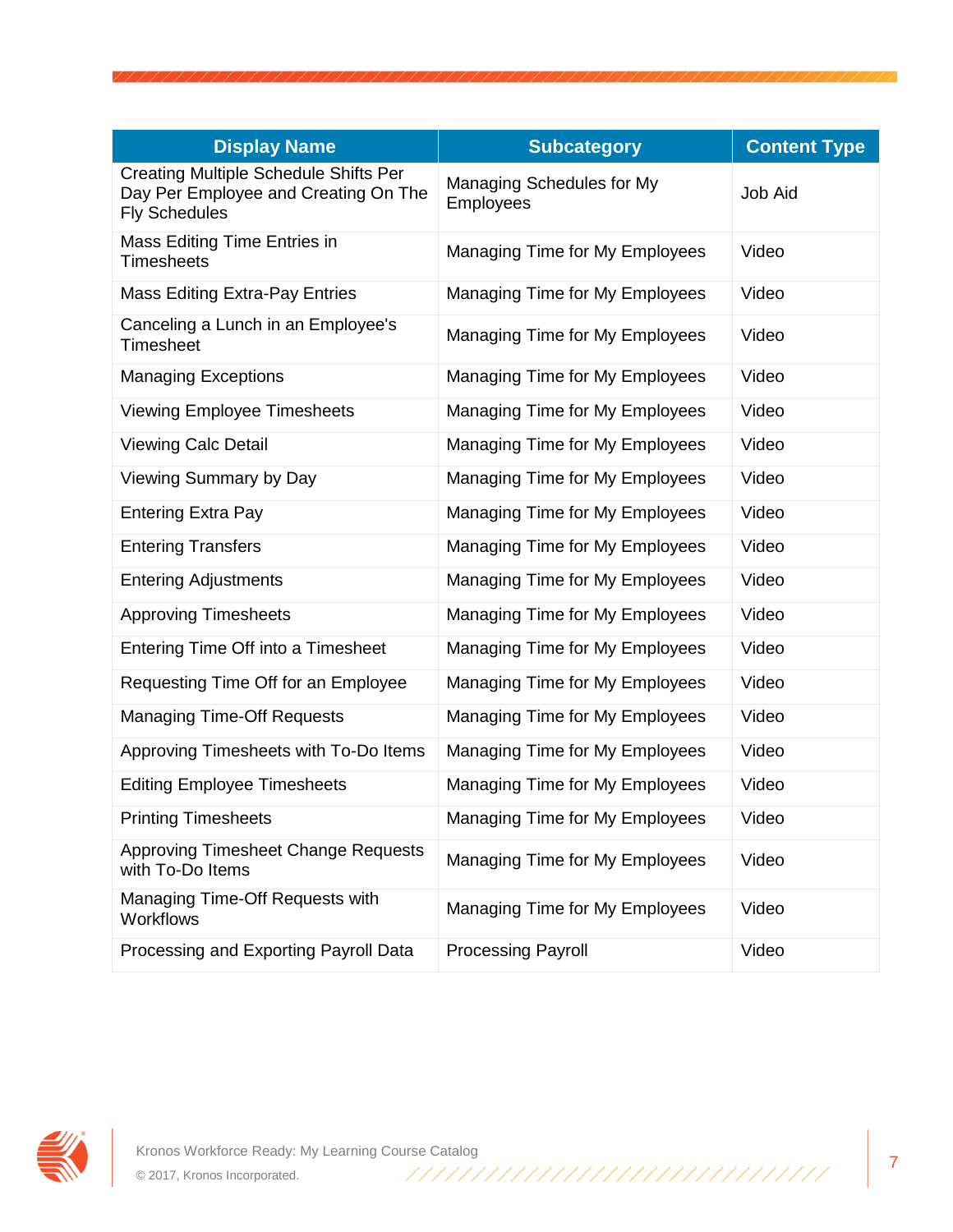| Display Name | Subcategory | Content Type |
| --- | --- | --- |
| Creating Multiple Schedule Shifts Per Day Per Employee and Creating On The Fly Schedules | Managing Schedules for My Employees | Job Aid |
| Mass Editing Time Entries in Timesheets | Managing Time for My Employees | Video |
| Mass Editing Extra-Pay Entries | Managing Time for My Employees | Video |
| Canceling a Lunch in an Employee's Timesheet | Managing Time for My Employees | Video |
| Managing Exceptions | Managing Time for My Employees | Video |
| Viewing Employee Timesheets | Managing Time for My Employees | Video |
| Viewing Calc Detail | Managing Time for My Employees | Video |
| Viewing Summary by Day | Managing Time for My Employees | Video |
| Entering Extra Pay | Managing Time for My Employees | Video |
| Entering Transfers | Managing Time for My Employees | Video |
| Entering Adjustments | Managing Time for My Employees | Video |
| Approving Timesheets | Managing Time for My Employees | Video |
| Entering Time Off into a Timesheet | Managing Time for My Employees | Video |
| Requesting Time Off for an Employee | Managing Time for My Employees | Video |
| Managing Time-Off Requests | Managing Time for My Employees | Video |
| Approving Timesheets with To-Do Items | Managing Time for My Employees | Video |
| Editing Employee Timesheets | Managing Time for My Employees | Video |
| Printing Timesheets | Managing Time for My Employees | Video |
| Approving Timesheet Change Requests with To-Do Items | Managing Time for My Employees | Video |
| Managing Time-Off Requests with Workflows | Managing Time for My Employees | Video |
| Processing and Exporting Payroll Data | Processing Payroll | Video |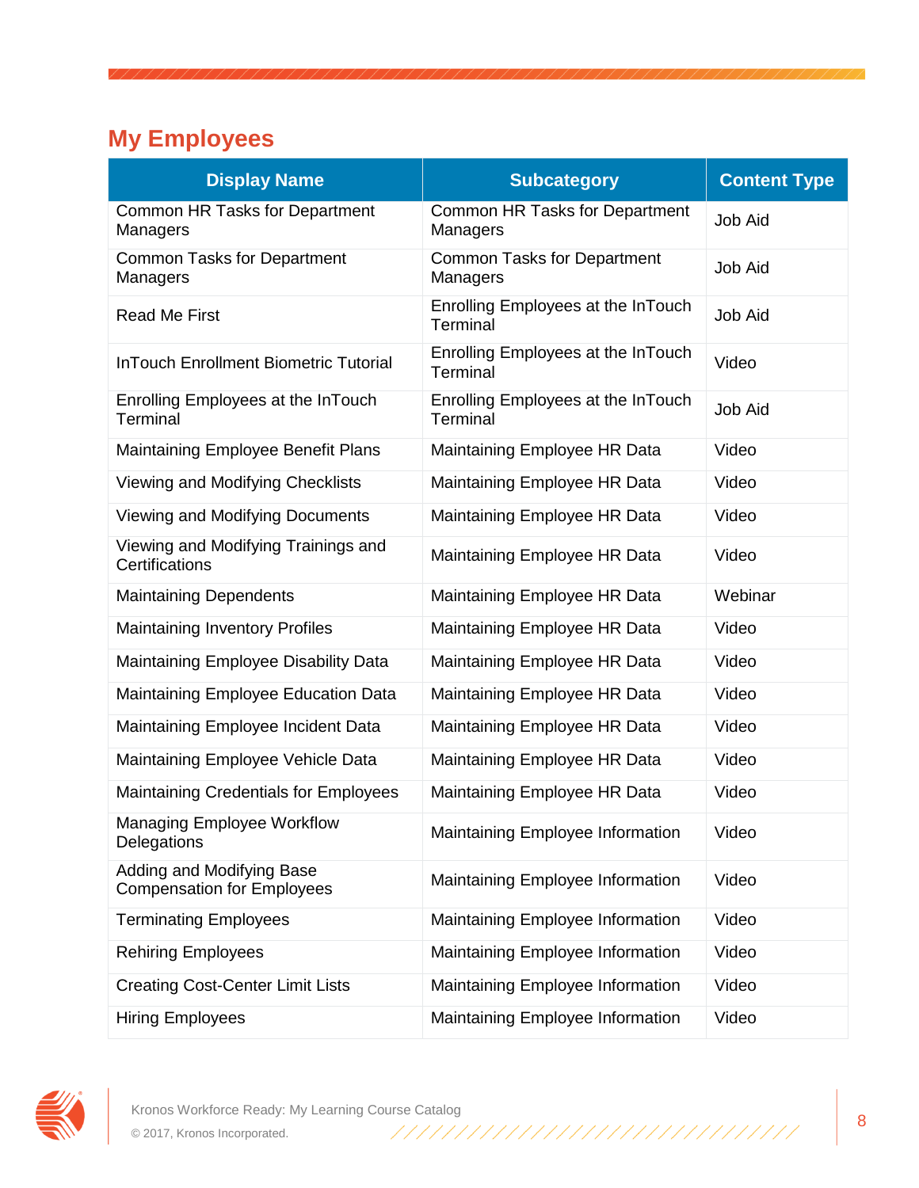## My Employees

| Display Name | Subcategory | Content Type |
|---|---|---|
| Common HR Tasks for Department Managers | Common HR Tasks for Department Managers | Job Aid |
| Common Tasks for Department Managers | Common Tasks for Department Managers | Job Aid |
| Read Me First | Enrolling Employees at the InTouch Terminal | Job Aid |
| InTouch Enrollment Biometric Tutorial | Enrolling Employees at the InTouch Terminal | Video |
| Enrolling Employees at the InTouch Terminal | Enrolling Employees at the InTouch Terminal | Job Aid |
| Maintaining Employee Benefit Plans | Maintaining Employee HR Data | Video |
| Viewing and Modifying Checklists | Maintaining Employee HR Data | Video |
| Viewing and Modifying Documents | Maintaining Employee HR Data | Video |
| Viewing and Modifying Trainings and Certifications | Maintaining Employee HR Data | Video |
| Maintaining Dependents | Maintaining Employee HR Data | Webinar |
| Maintaining Inventory Profiles | Maintaining Employee HR Data | Video |
| Maintaining Employee Disability Data | Maintaining Employee HR Data | Video |
| Maintaining Employee Education Data | Maintaining Employee HR Data | Video |
| Maintaining Employee Incident Data | Maintaining Employee HR Data | Video |
| Maintaining Employee Vehicle Data | Maintaining Employee HR Data | Video |
| Maintaining Credentials for Employees | Maintaining Employee HR Data | Video |
| Managing Employee Workflow Delegations | Maintaining Employee Information | Video |
| Adding and Modifying Base Compensation for Employees | Maintaining Employee Information | Video |
| Terminating Employees | Maintaining Employee Information | Video |
| Rehiring Employees | Maintaining Employee Information | Video |
| Creating Cost-Center Limit Lists | Maintaining Employee Information | Video |
| Hiring Employees | Maintaining Employee Information | Video |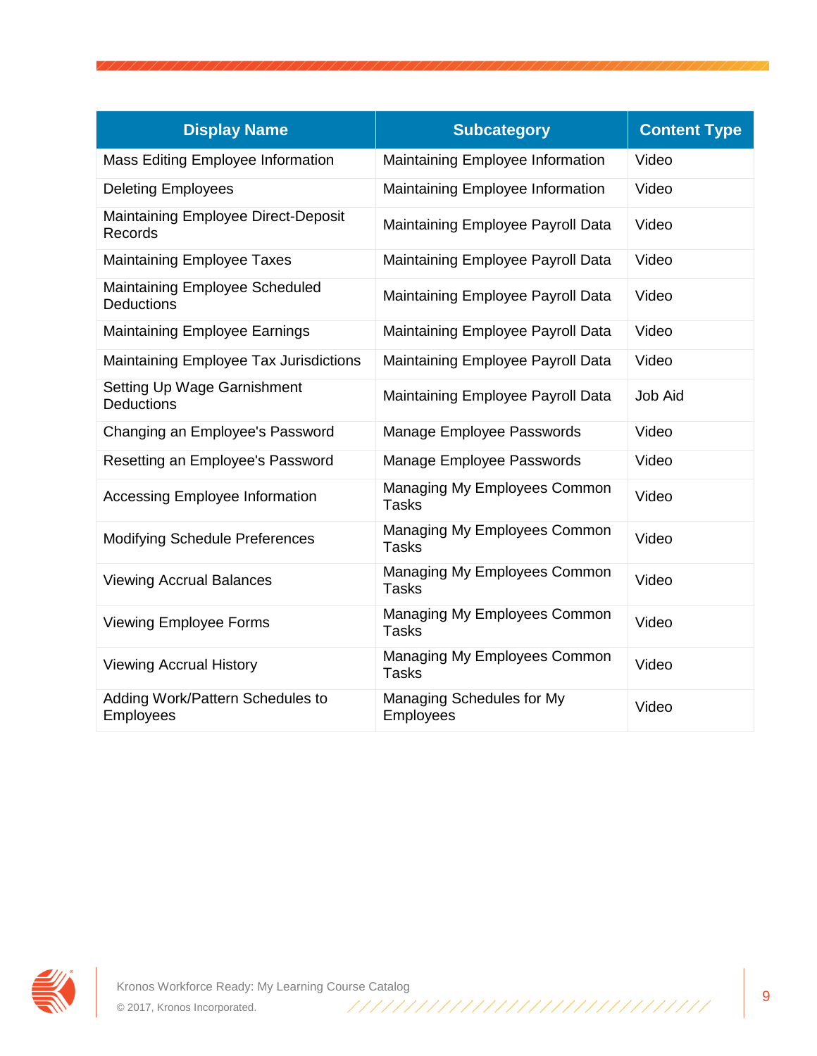| Display Name | Subcategory | Content Type |
|---|---|---|
| Mass Editing Employee Information | Maintaining Employee Information | Video |
| Deleting Employees | Maintaining Employee Information | Video |
| Maintaining Employee Direct-Deposit Records | Maintaining Employee Payroll Data | Video |
| Maintaining Employee Taxes | Maintaining Employee Payroll Data | Video |
| Maintaining Employee Scheduled Deductions | Maintaining Employee Payroll Data | Video |
| Maintaining Employee Earnings | Maintaining Employee Payroll Data | Video |
| Maintaining Employee Tax Jurisdictions | Maintaining Employee Payroll Data | Video |
| Setting Up Wage Garnishment Deductions | Maintaining Employee Payroll Data | Job Aid |
| Changing an Employee's Password | Manage Employee Passwords | Video |
| Resetting an Employee's Password | Manage Employee Passwords | Video |
| Accessing Employee Information | Managing My Employees Common Tasks | Video |
| Modifying Schedule Preferences | Managing My Employees Common Tasks | Video |
| Viewing Accrual Balances | Managing My Employees Common Tasks | Video |
| Viewing Employee Forms | Managing My Employees Common Tasks | Video |
| Viewing Accrual History | Managing My Employees Common Tasks | Video |
| Adding Work/Pattern Schedules to Employees | Managing Schedules for My Employees | Video |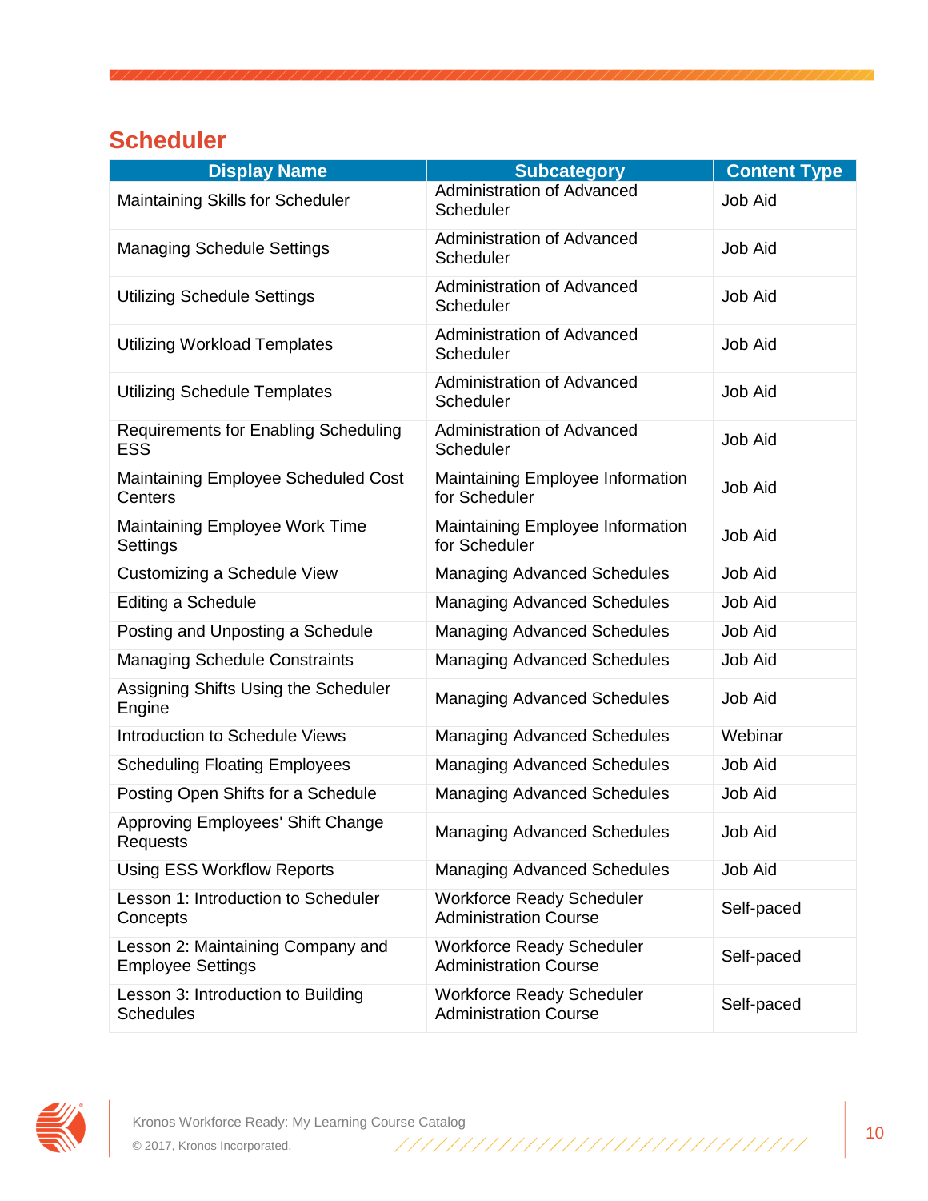## Scheduler

| Display Name | Subcategory | Content Type |
|---|---|---|
| Maintaining Skills for Scheduler | Administration of Advanced Scheduler | Job Aid |
| Managing Schedule Settings | Administration of Advanced Scheduler | Job Aid |
| Utilizing Schedule Settings | Administration of Advanced Scheduler | Job Aid |
| Utilizing Workload Templates | Administration of Advanced Scheduler | Job Aid |
| Utilizing Schedule Templates | Administration of Advanced Scheduler | Job Aid |
| Requirements for Enabling Scheduling ESS | Administration of Advanced Scheduler | Job Aid |
| Maintaining Employee Scheduled Cost Centers | Maintaining Employee Information for Scheduler | Job Aid |
| Maintaining Employee Work Time Settings | Maintaining Employee Information for Scheduler | Job Aid |
| Customizing a Schedule View | Managing Advanced Schedules | Job Aid |
| Editing a Schedule | Managing Advanced Schedules | Job Aid |
| Posting and Unposting a Schedule | Managing Advanced Schedules | Job Aid |
| Managing Schedule Constraints | Managing Advanced Schedules | Job Aid |
| Assigning Shifts Using the Scheduler Engine | Managing Advanced Schedules | Job Aid |
| Introduction to Schedule Views | Managing Advanced Schedules | Webinar |
| Scheduling Floating Employees | Managing Advanced Schedules | Job Aid |
| Posting Open Shifts for a Schedule | Managing Advanced Schedules | Job Aid |
| Approving Employees' Shift Change Requests | Managing Advanced Schedules | Job Aid |
| Using ESS Workflow Reports | Managing Advanced Schedules | Job Aid |
| Lesson 1: Introduction to Scheduler Concepts | Workforce Ready Scheduler Administration Course | Self-paced |
| Lesson 2: Maintaining Company and Employee Settings | Workforce Ready Scheduler Administration Course | Self-paced |
| Lesson 3: Introduction to Building Schedules | Workforce Ready Scheduler Administration Course | Self-paced |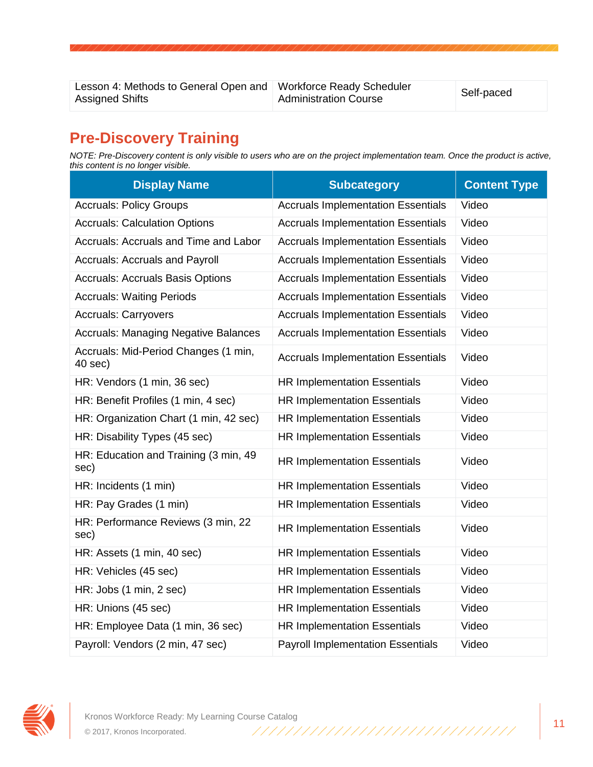| Lesson 4: Methods to General Open and Assigned Shifts | Workforce Ready Scheduler Administration Course | Self-paced |
|---|---|---|

## Pre-Discovery Training

*NOTE: Pre-Discovery content is only visible to users who are on the project implementation team. Once the product is active, this content is no longer visible.*

| Display Name | Subcategory | Content Type |
|---|---|---|
| Accruals: Policy Groups | Accruals Implementation Essentials | Video |
| Accruals: Calculation Options | Accruals Implementation Essentials | Video |
| Accruals: Accruals and Time and Labor | Accruals Implementation Essentials | Video |
| Accruals: Accruals and Payroll | Accruals Implementation Essentials | Video |
| Accruals: Accruals Basis Options | Accruals Implementation Essentials | Video |
| Accruals: Waiting Periods | Accruals Implementation Essentials | Video |
| Accruals: Carryovers | Accruals Implementation Essentials | Video |
| Accruals: Managing Negative Balances | Accruals Implementation Essentials | Video |
| Accruals: Mid-Period Changes (1 min, 40 sec) | Accruals Implementation Essentials | Video |
| HR: Vendors (1 min, 36 sec) | HR Implementation Essentials | Video |
| HR: Benefit Profiles (1 min, 4 sec) | HR Implementation Essentials | Video |
| HR: Organization Chart (1 min, 42 sec) | HR Implementation Essentials | Video |
| HR: Disability Types (45 sec) | HR Implementation Essentials | Video |
| HR: Education and Training (3 min, 49 sec) | HR Implementation Essentials | Video |
| HR: Incidents (1 min) | HR Implementation Essentials | Video |
| HR: Pay Grades (1 min) | HR Implementation Essentials | Video |
| HR: Performance Reviews (3 min, 22 sec) | HR Implementation Essentials | Video |
| HR: Assets (1 min, 40 sec) | HR Implementation Essentials | Video |
| HR: Vehicles (45 sec) | HR Implementation Essentials | Video |
| HR: Jobs (1 min, 2 sec) | HR Implementation Essentials | Video |
| HR: Unions (45 sec) | HR Implementation Essentials | Video |
| HR: Employee Data (1 min, 36 sec) | HR Implementation Essentials | Video |
| Payroll: Vendors (2 min, 47 sec) | Payroll Implementation Essentials | Video |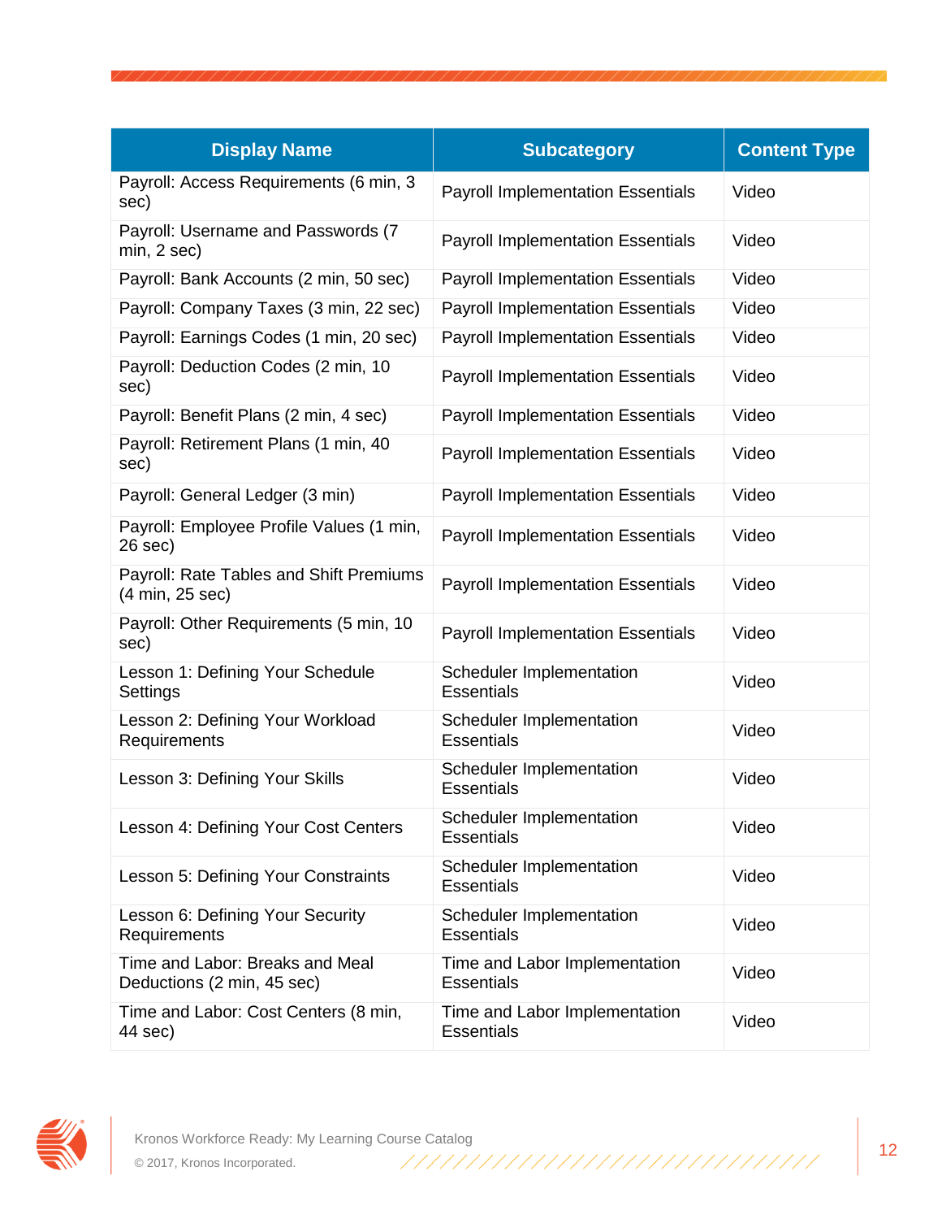| Display Name | Subcategory | Content Type |
|---|---|---|
| Payroll: Access Requirements (6 min, 3 sec) | Payroll Implementation Essentials | Video |
| Payroll: Username and Passwords (7 min, 2 sec) | Payroll Implementation Essentials | Video |
| Payroll: Bank Accounts (2 min, 50 sec) | Payroll Implementation Essentials | Video |
| Payroll: Company Taxes (3 min, 22 sec) | Payroll Implementation Essentials | Video |
| Payroll: Earnings Codes (1 min, 20 sec) | Payroll Implementation Essentials | Video |
| Payroll: Deduction Codes (2 min, 10 sec) | Payroll Implementation Essentials | Video |
| Payroll: Benefit Plans (2 min, 4 sec) | Payroll Implementation Essentials | Video |
| Payroll: Retirement Plans (1 min, 40 sec) | Payroll Implementation Essentials | Video |
| Payroll: General Ledger (3 min) | Payroll Implementation Essentials | Video |
| Payroll: Employee Profile Values (1 min, 26 sec) | Payroll Implementation Essentials | Video |
| Payroll: Rate Tables and Shift Premiums (4 min, 25 sec) | Payroll Implementation Essentials | Video |
| Payroll: Other Requirements (5 min, 10 sec) | Payroll Implementation Essentials | Video |
| Lesson 1: Defining Your Schedule Settings | Scheduler Implementation Essentials | Video |
| Lesson 2: Defining Your Workload Requirements | Scheduler Implementation Essentials | Video |
| Lesson 3: Defining Your Skills | Scheduler Implementation Essentials | Video |
| Lesson 4: Defining Your Cost Centers | Scheduler Implementation Essentials | Video |
| Lesson 5: Defining Your Constraints | Scheduler Implementation Essentials | Video |
| Lesson 6: Defining Your Security Requirements | Scheduler Implementation Essentials | Video |
| Time and Labor: Breaks and Meal Deductions (2 min, 45 sec) | Time and Labor Implementation Essentials | Video |
| Time and Labor: Cost Centers (8 min, 44 sec) | Time and Labor Implementation Essentials | Video |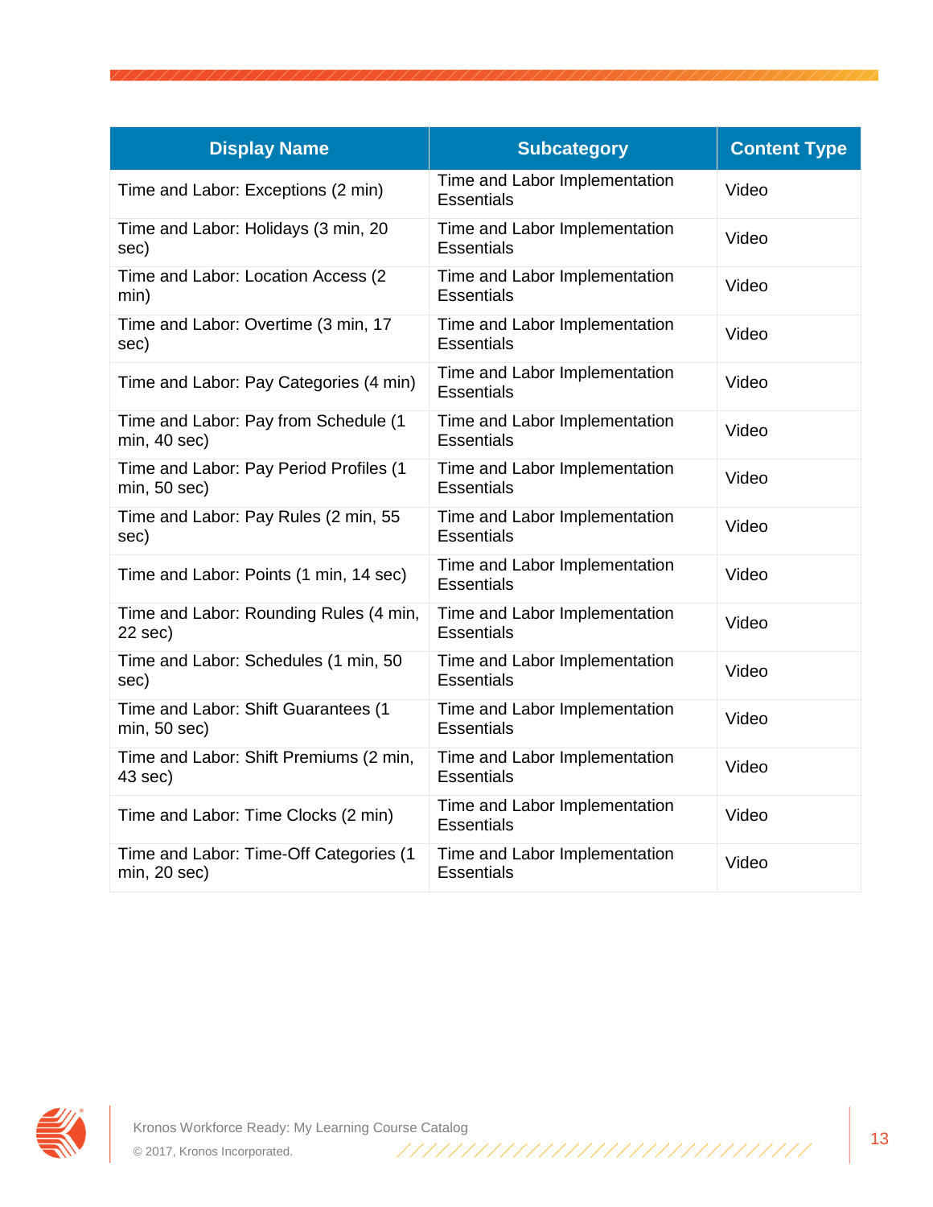| Display Name | Subcategory | Content Type |
|---|---|---|
| Time and Labor: Exceptions (2 min) | Time and Labor Implementation Essentials | Video |
| Time and Labor: Holidays (3 min, 20 sec) | Time and Labor Implementation Essentials | Video |
| Time and Labor: Location Access (2 min) | Time and Labor Implementation Essentials | Video |
| Time and Labor: Overtime (3 min, 17 sec) | Time and Labor Implementation Essentials | Video |
| Time and Labor: Pay Categories (4 min) | Time and Labor Implementation Essentials | Video |
| Time and Labor: Pay from Schedule (1 min, 40 sec) | Time and Labor Implementation Essentials | Video |
| Time and Labor: Pay Period Profiles (1 min, 50 sec) | Time and Labor Implementation Essentials | Video |
| Time and Labor: Pay Rules (2 min, 55 sec) | Time and Labor Implementation Essentials | Video |
| Time and Labor: Points (1 min, 14 sec) | Time and Labor Implementation Essentials | Video |
| Time and Labor: Rounding Rules (4 min, 22 sec) | Time and Labor Implementation Essentials | Video |
| Time and Labor: Schedules (1 min, 50 sec) | Time and Labor Implementation Essentials | Video |
| Time and Labor: Shift Guarantees (1 min, 50 sec) | Time and Labor Implementation Essentials | Video |
| Time and Labor: Shift Premiums (2 min, 43 sec) | Time and Labor Implementation Essentials | Video |
| Time and Labor: Time Clocks (2 min) | Time and Labor Implementation Essentials | Video |
| Time and Labor: Time-Off Categories (1 min, 20 sec) | Time and Labor Implementation Essentials | Video |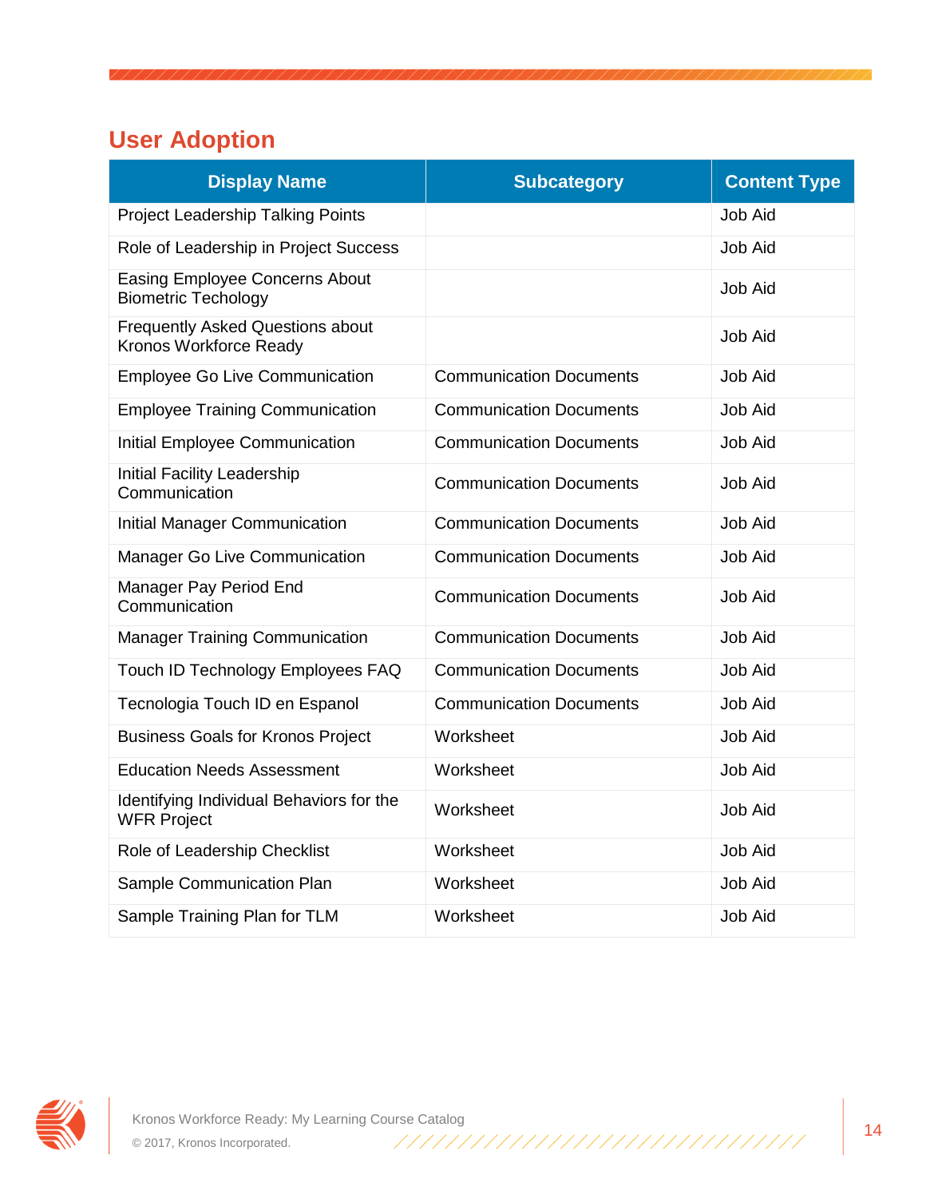## User Adoption

| Display Name | Subcategory | Content Type |
| --- | --- | --- |
| Project Leadership Talking Points | | Job Aid |
| Role of Leadership in Project Success | | Job Aid |
| Easing Employee Concerns About Biometric Techology | | Job Aid |
| Frequently Asked Questions about Kronos Workforce Ready | | Job Aid |
| Employee Go Live Communication | Communication Documents | Job Aid |
| Employee Training Communication | Communication Documents | Job Aid |
| Initial Employee Communication | Communication Documents | Job Aid |
| Initial Facility Leadership Communication | Communication Documents | Job Aid |
| Initial Manager Communication | Communication Documents | Job Aid |
| Manager Go Live Communication | Communication Documents | Job Aid |
| Manager Pay Period End Communication | Communication Documents | Job Aid |
| Manager Training Communication | Communication Documents | Job Aid |
| Touch ID Technology Employees FAQ | Communication Documents | Job Aid |
| Tecnologia Touch ID en Espanol | Communication Documents | Job Aid |
| Business Goals for Kronos Project | Worksheet | Job Aid |
| Education Needs Assessment | Worksheet | Job Aid |
| Identifying Individual Behaviors for the WFR Project | Worksheet | Job Aid |
| Role of Leadership Checklist | Worksheet | Job Aid |
| Sample Communication Plan | Worksheet | Job Aid |
| Sample Training Plan for TLM | Worksheet | Job Aid |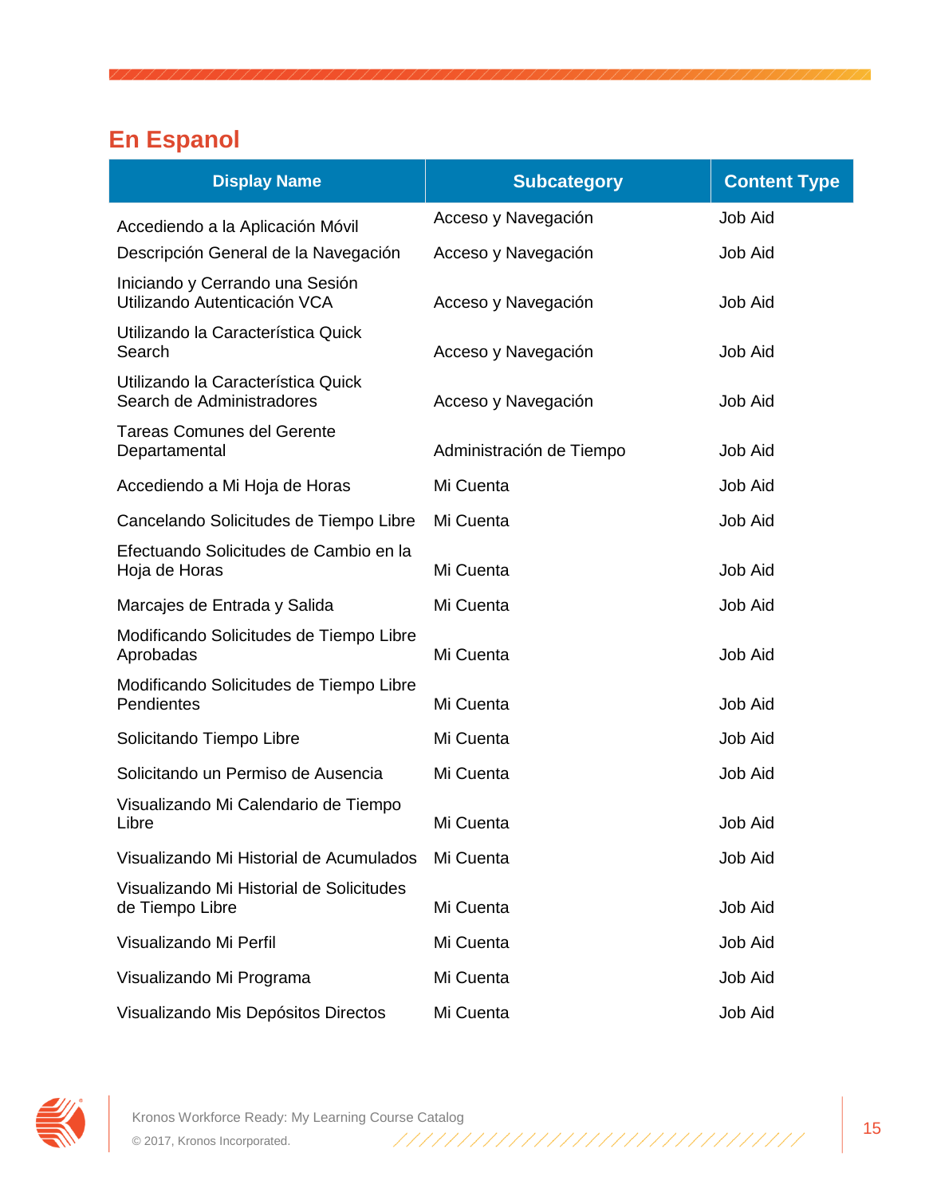## En Espanol

| Display Name | Subcategory | Content Type |
|---|---|---|
| Accediendo a la Aplicación Móvil | Acceso y Navegación | Job Aid |
| Descripción General de la Navegación | Acceso y Navegación | Job Aid |
| Iniciando y Cerrando una Sesión Utilizando Autenticación VCA | Acceso y Navegación | Job Aid |
| Utilizando la Característica Quick Search | Acceso y Navegación | Job Aid |
| Utilizando la Característica Quick Search de Administradores | Acceso y Navegación | Job Aid |
| Tareas Comunes del Gerente Departamental | Administración de Tiempo | Job Aid |
| Accediendo a Mi Hoja de Horas | Mi Cuenta | Job Aid |
| Cancelando Solicitudes de Tiempo Libre | Mi Cuenta | Job Aid |
| Efectuando Solicitudes de Cambio en la Hoja de Horas | Mi Cuenta | Job Aid |
| Marcajes de Entrada y Salida | Mi Cuenta | Job Aid |
| Modificando Solicitudes de Tiempo Libre Aprobadas | Mi Cuenta | Job Aid |
| Modificando Solicitudes de Tiempo Libre Pendientes | Mi Cuenta | Job Aid |
| Solicitando Tiempo Libre | Mi Cuenta | Job Aid |
| Solicitando un Permiso de Ausencia | Mi Cuenta | Job Aid |
| Visualizando Mi Calendario de Tiempo Libre | Mi Cuenta | Job Aid |
| Visualizando Mi Historial de Acumulados | Mi Cuenta | Job Aid |
| Visualizando Mi Historial de Solicitudes de Tiempo Libre | Mi Cuenta | Job Aid |
| Visualizando Mi Perfil | Mi Cuenta | Job Aid |
| Visualizando Mi Programa | Mi Cuenta | Job Aid |
| Visualizando Mis Depósitos Directos | Mi Cuenta | Job Aid |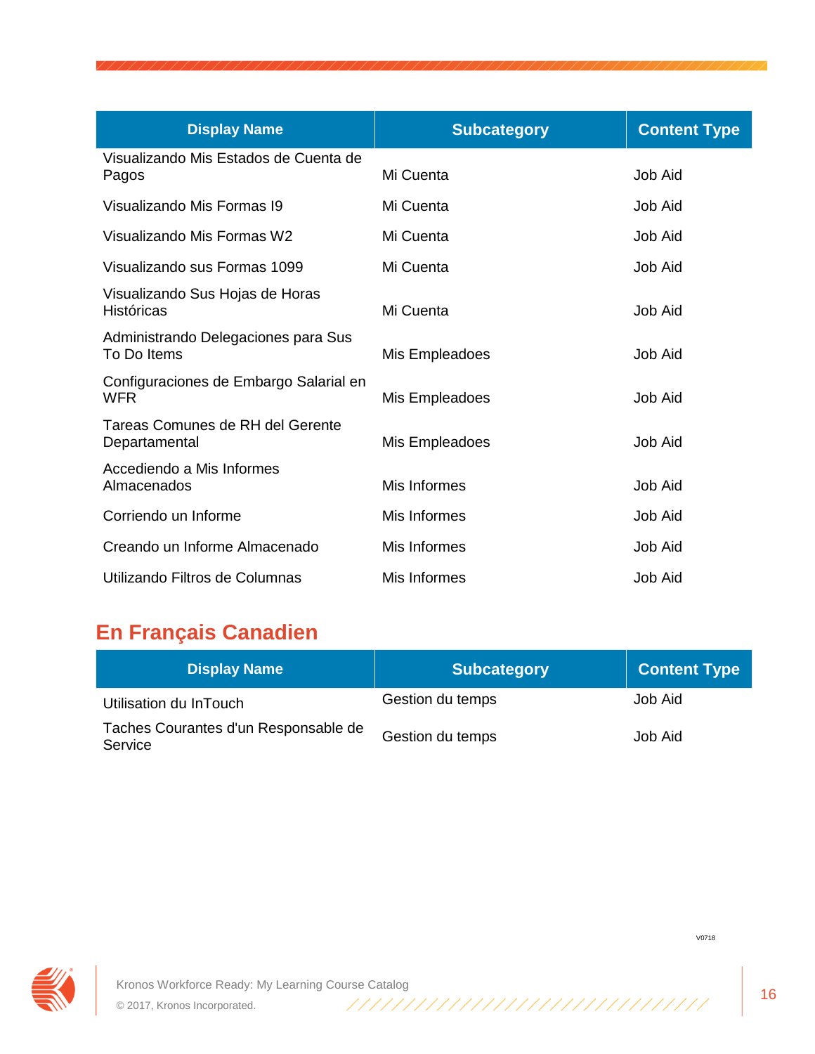| Display Name | Subcategory | Content Type |
|---|---|---|
| Visualizando Mis Estados de Cuenta de Pagos | Mi Cuenta | Job Aid |
| Visualizando Mis Formas I9 | Mi Cuenta | Job Aid |
| Visualizando Mis Formas W2 | Mi Cuenta | Job Aid |
| Visualizando sus Formas 1099 | Mi Cuenta | Job Aid |
| Visualizando Sus Hojas de Horas Históricas | Mi Cuenta | Job Aid |
| Administrando Delegaciones para Sus To Do Items | Mis Empleadoes | Job Aid |
| Configuraciones de Embargo Salarial en WFR | Mis Empleadoes | Job Aid |
| Tareas Comunes de RH del Gerente Departamental | Mis Empleadoes | Job Aid |
| Accediendo a Mis Informes Almacenados | Mis Informes | Job Aid |
| Corriendo un Informe | Mis Informes | Job Aid |
| Creando un Informe Almacenado | Mis Informes | Job Aid |
| Utilizando Filtros de Columnas | Mis Informes | Job Aid |

## En Français Canadien

| Display Name | Subcategory | Content Type |
|---|---|---|
| Utilisation du InTouch | Gestion du temps | Job Aid |
| Taches Courantes d'un Responsable de Service | Gestion du temps | Job Aid |

V0718